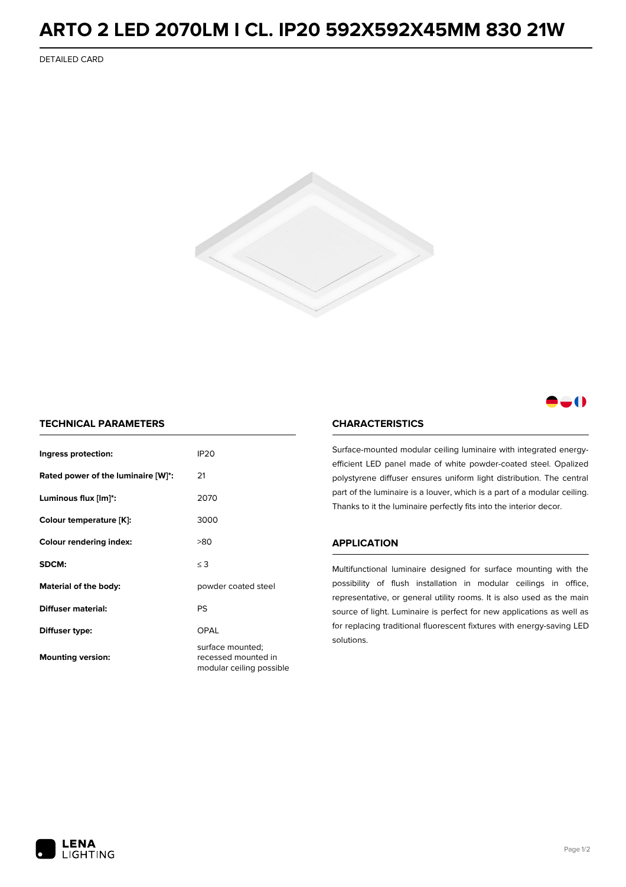# ARTO 2 LED 2070LM I CL. IP20 592X592X45MM 830 21W

DETAILED CARD

## TECHNICAL PARAMETERS

| | |
|---|---|
| **Ingress protection:** | IP20 |
| **Rated power of the luminaire [W]*:** | 21 |
| **Luminous flux [lm]*:** | 2070 |
| **Colour temperature [K]:** | 3000 |
| **Colour rendering index:** | >80 |
| **SDCM:** | ≤ 3 |
| **Material of the body:** | powder coated steel |
| **Diffuser material:** | PS |
| **Diffuser type:** | OPAL |
| **Mounting version:** | surface mounted; recessed mounted in modular ceiling possible |

## CHARACTERISTICS

Surface-mounted modular ceiling luminaire with integrated energy-efficient LED panel made of white powder-coated steel. Opalized polystyrene diffuser ensures uniform light distribution. The central part of the luminaire is a louver, which is a part of a modular ceiling. Thanks to it the luminaire perfectly fits into the interior decor.

## APPLICATION

Multifunctional luminaire designed for surface mounting with the possibility of flush installation in modular ceilings in office, representative, or general utility rooms. It is also used as the main source of light. Luminaire is perfect for new applications as well as for replacing traditional fluorescent fixtures with energy-saving LED solutions.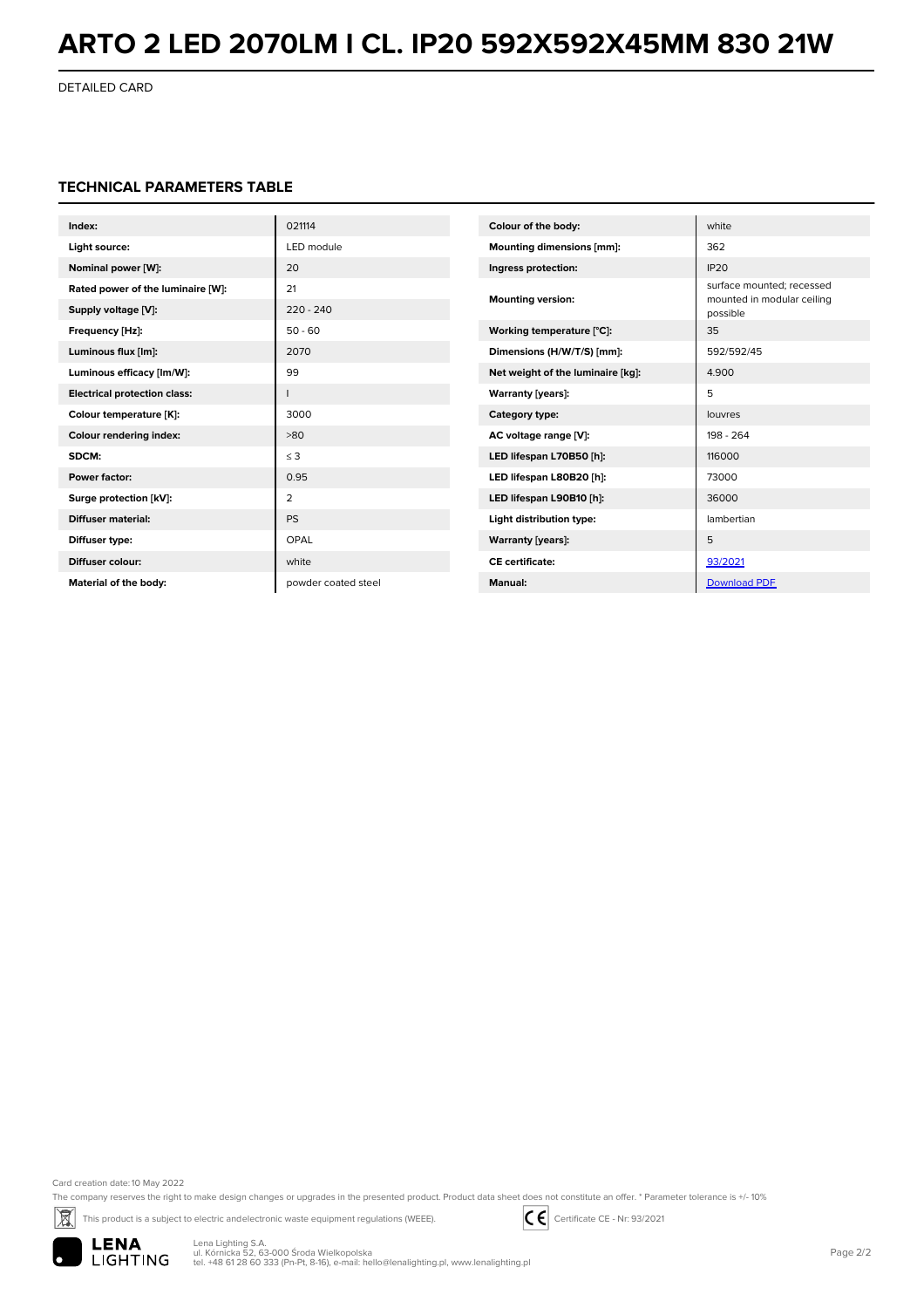# ARTO 2 LED 2070LM I CL. IP20 592X592X45MM 830 21W

DETAILED CARD

### TECHNICAL PARAMETERS TABLE

| | |
|---|---|
| **Index:** | 021114 |
| **Light source:** | LED module |
| **Nominal power [W]:** | 20 |
| **Rated power of the luminaire [W]:** | 21 |
| **Supply voltage [V]:** | 220 - 240 |
| **Frequency [Hz]:** | 50 - 60 |
| **Luminous flux [lm]:** | 2070 |
| **Luminous efficacy [lm/W]:** | 99 |
| **Electrical protection class:** | I |
| **Colour temperature [K]:** | 3000 |
| **Colour rendering index:** | >80 |
| **SDCM:** | ≤ 3 |
| **Power factor:** | 0.95 |
| **Surge protection [kV]:** | 2 |
| **Diffuser material:** | PS |
| **Diffuser type:** | OPAL |
| **Diffuser colour:** | white |
| **Material of the body:** | powder coated steel |
| **Colour of the body:** | white |
| **Mounting dimensions [mm]:** | 362 |
| **Ingress protection:** | IP20 |
| **Mounting version:** | surface mounted; recessed mounted in modular ceiling possible |
| **Working temperature [°C]:** | 35 |
| **Dimensions (H/W/T/S) [mm]:** | 592/592/45 |
| **Net weight of the luminaire [kg]:** | 4.900 |
| **Warranty [years]:** | 5 |
| **Category type:** | louvres |
| **AC voltage range [V]:** | 198 - 264 |
| **LED lifespan L70B50 [h]:** | 116000 |
| **LED lifespan L80B20 [h]:** | 73000 |
| **LED lifespan L90B10 [h]:** | 36000 |
| **Light distribution type:** | lambertian |
| **Warranty [years]:** | 5 |
| **CE certificate:** | [93/2021] |
| **Manual:** | [Download PDF] |

Card creation date: 10 May 2022

The company reserves the right to make design changes or upgrades in the presented product. Product data sheet does not constitute an offer. * Parameter tolerance is +/- 10%

This product is a subject to electric andelectronic waste equipment regulations (WEEE).

Certificate CE - Nr: 93/2021

Lena Lighting S.A.
ul. Kórnicka 52, 63-000 Środa Wielkopolska
tel. +48 61 28 60 333 (Pn-Pt, 8-16), e-mail: hello@lenalighting.pl, www.lenalighting.pl